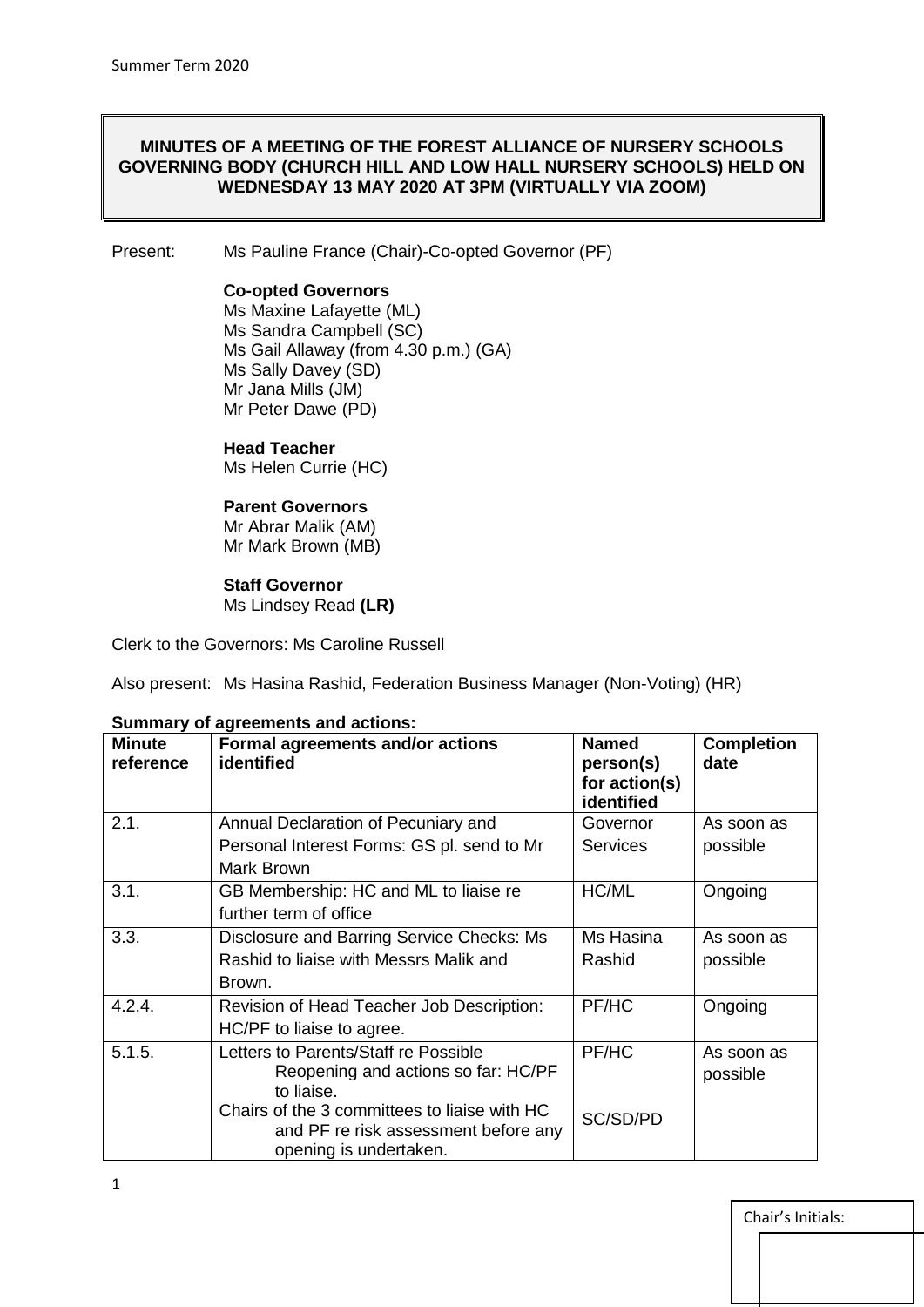**MINUTES OF A MEETING OF THE FOREST ALLIANCE OF NURSERY SCHOOLS GOVERNING BODY (CHURCH HILL AND LOW HALL NURSERY SCHOOLS) HELD ON WEDNESDAY 13 MAY 2020 AT 3PM (VIRTUALLY VIA ZOOM)**

Present: Ms Pauline France (Chair)-Co-opted Governor (PF)

**Co-opted Governors**
Ms Maxine Lafayette (ML)
Ms Sandra Campbell (SC)
Ms Gail Allaway (from 4.30 p.m.) (GA)
Ms Sally Davey (SD)
Mr Jana Mills (JM)
Mr Peter Dawe (PD)

**Head Teacher**
Ms Helen Currie (HC)

**Parent Governors**
Mr Abrar Malik (AM)
Mr Mark Brown (MB)

**Staff Governor**
Ms Lindsey Read **(LR)**

Clerk to the Governors: Ms Caroline Russell

Also present: Ms Hasina Rashid, Federation Business Manager (Non-Voting) (HR)

**Summary of agreements and actions:**

| Minute reference | Formal agreements and/or actions identified | Named person(s) for action(s) identified | Completion date |
|---|---|---|---|
| 2.1. | Annual Declaration of Pecuniary and Personal Interest Forms: GS pl. send to Mr Mark Brown | Governor Services | As soon as possible |
| 3.1. | GB Membership: HC and ML to liaise re further term of office | HC/ML | Ongoing |
| 3.3. | Disclosure and Barring Service Checks: Ms Rashid to liaise with Messrs Malik and Brown. | Ms Hasina Rashid | As soon as possible |
| 4.2.4. | Revision of Head Teacher Job Description: HC/PF to liaise to agree. | PF/HC | Ongoing |
| 5.1.5. | Letters to Parents/Staff re Possible Reopening and actions so far: HC/PF to liaise.<br>Chairs of the 3 committees to liaise with HC and PF re risk assessment before any opening is undertaken. | PF/HC<br><br>SC/SD/PD | As soon as possible |

Chair's Initials: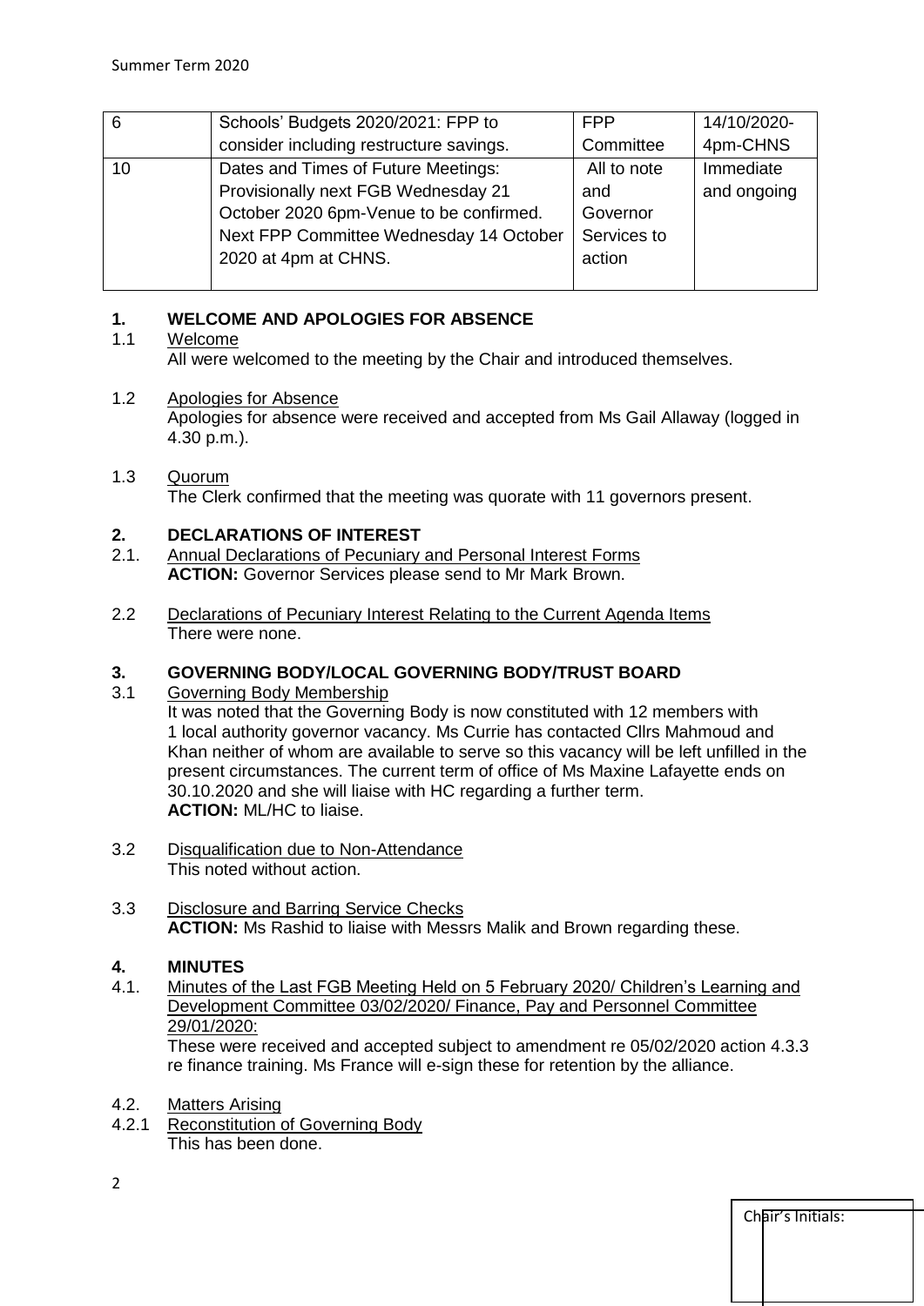| 6 | Schools' Budgets 2020/2021: FPP to consider including restructure savings. | FPP Committee | 14/10/2020-4pm-CHNS |
|---|---|---|---|
| 10 | Dates and Times of Future Meetings: Provisionally next FGB Wednesday 21 October 2020 6pm-Venue to be confirmed. Next FPP Committee Wednesday 14 October 2020 at 4pm at CHNS. | All to note and Governor Services to action | Immediate and ongoing |

## 1. WELCOME AND APOLOGIES FOR ABSENCE

1.1 Welcome

All were welcomed to the meeting by the Chair and introduced themselves.

1.2 Apologies for Absence

Apologies for absence were received and accepted from Ms Gail Allaway (logged in 4.30 p.m.).

1.3 Quorum

The Clerk confirmed that the meeting was quorate with 11 governors present.

## 2. DECLARATIONS OF INTEREST

2.1. Annual Declarations of Pecuniary and Personal Interest Forms

**ACTION:** Governor Services please send to Mr Mark Brown.

2.2 Declarations of Pecuniary Interest Relating to the Current Agenda Items

There were none.

## 3. GOVERNING BODY/LOCAL GOVERNING BODY/TRUST BOARD

3.1 Governing Body Membership

It was noted that the Governing Body is now constituted with 12 members with 1 local authority governor vacancy. Ms Currie has contacted Cllrs Mahmoud and Khan neither of whom are available to serve so this vacancy will be left unfilled in the present circumstances. The current term of office of Ms Maxine Lafayette ends on 30.10.2020 and she will liaise with HC regarding a further term.

**ACTION:** ML/HC to liaise.

3.2 Disqualification due to Non-Attendance

This noted without action.

3.3 Disclosure and Barring Service Checks

**ACTION:** Ms Rashid to liaise with Messrs Malik and Brown regarding these.

## 4. MINUTES

4.1. Minutes of the Last FGB Meeting Held on 5 February 2020/ Children's Learning and Development Committee 03/02/2020/ Finance, Pay and Personnel Committee 29/01/2020:

These were received and accepted subject to amendment re 05/02/2020 action 4.3.3 re finance training. Ms France will e-sign these for retention by the alliance.

4.2. Matters Arising

4.2.1 Reconstitution of Governing Body

This has been done.

Chair's Initials: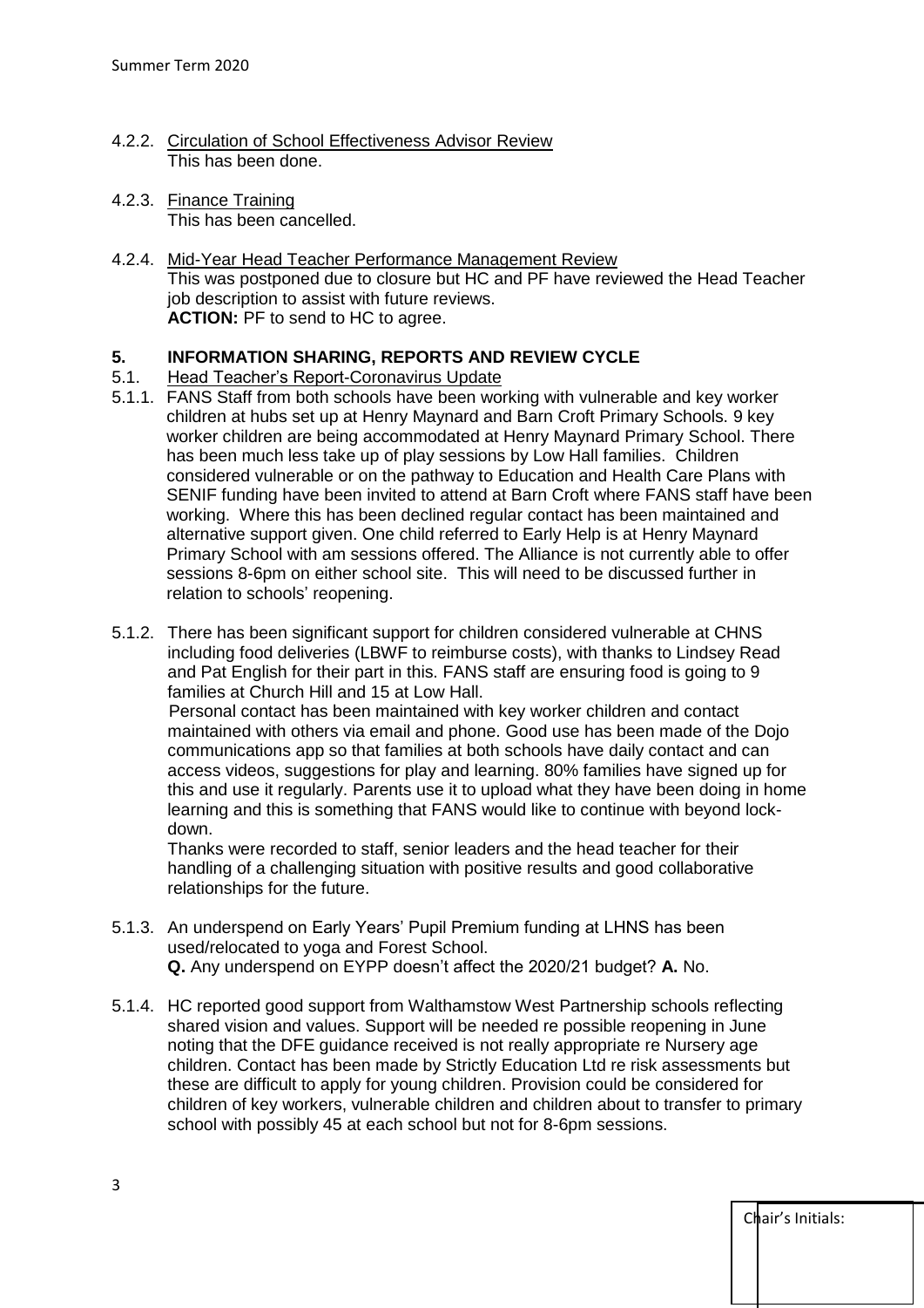4.2.2. Circulation of School Effectiveness Advisor Review
This has been done.

4.2.3. Finance Training
This has been cancelled.

4.2.4. Mid-Year Head Teacher Performance Management Review
This was postponed due to closure but HC and PF have reviewed the Head Teacher job description to assist with future reviews.
**ACTION:** PF to send to HC to agree.

## 5. INFORMATION SHARING, REPORTS AND REVIEW CYCLE

5.1. Head Teacher's Report-Coronavirus Update

5.1.1. FANS Staff from both schools have been working with vulnerable and key worker children at hubs set up at Henry Maynard and Barn Croft Primary Schools. 9 key worker children are being accommodated at Henry Maynard Primary School. There has been much less take up of play sessions by Low Hall families. Children considered vulnerable or on the pathway to Education and Health Care Plans with SENIF funding have been invited to attend at Barn Croft where FANS staff have been working. Where this has been declined regular contact has been maintained and alternative support given. One child referred to Early Help is at Henry Maynard Primary School with am sessions offered. The Alliance is not currently able to offer sessions 8-6pm on either school site. This will need to be discussed further in relation to schools' reopening.

5.1.2. There has been significant support for children considered vulnerable at CHNS including food deliveries (LBWF to reimburse costs), with thanks to Lindsey Read and Pat English for their part in this. FANS staff are ensuring food is going to 9 families at Church Hill and 15 at Low Hall.
Personal contact has been maintained with key worker children and contact maintained with others via email and phone. Good use has been made of the Dojo communications app so that families at both schools have daily contact and can access videos, suggestions for play and learning. 80% families have signed up for this and use it regularly. Parents use it to upload what they have been doing in home learning and this is something that FANS would like to continue with beyond lock-down.
Thanks were recorded to staff, senior leaders and the head teacher for their handling of a challenging situation with positive results and good collaborative relationships for the future.

5.1.3. An underspend on Early Years' Pupil Premium funding at LHNS has been used/relocated to yoga and Forest School.
**Q.** Any underspend on EYPP doesn't affect the 2020/21 budget? **A.** No.

5.1.4. HC reported good support from Walthamstow West Partnership schools reflecting shared vision and values. Support will be needed re possible reopening in June noting that the DFE guidance received is not really appropriate re Nursery age children. Contact has been made by Strictly Education Ltd re risk assessments but these are difficult to apply for young children. Provision could be considered for children of key workers, vulnerable children and children about to transfer to primary school with possibly 45 at each school but not for 8-6pm sessions.

Chair's Initials: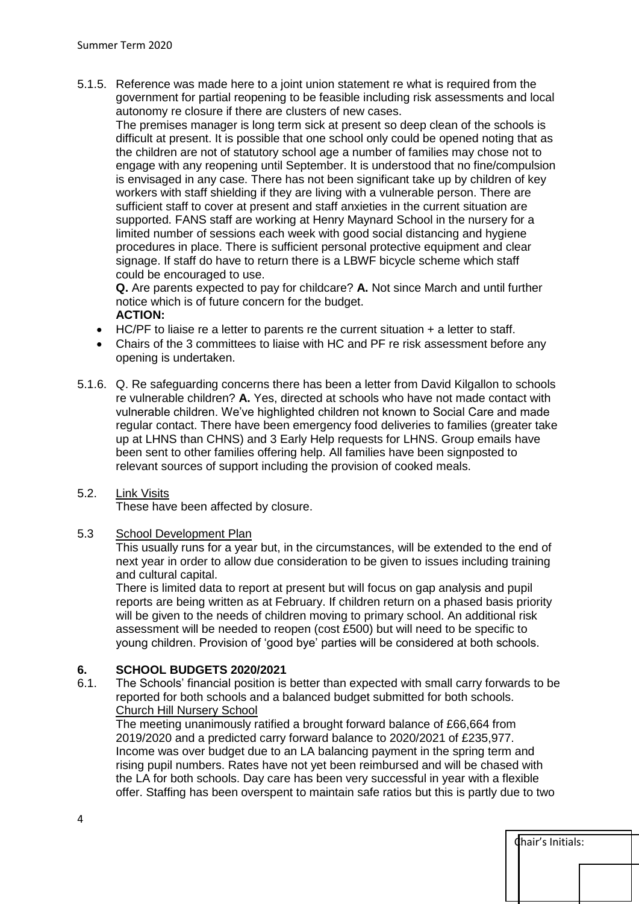5.1.5. Reference was made here to a joint union statement re what is required from the government for partial reopening to be feasible including risk assessments and local autonomy re closure if there are clusters of new cases.

The premises manager is long term sick at present so deep clean of the schools is difficult at present. It is possible that one school only could be opened noting that as the children are not of statutory school age a number of families may chose not to engage with any reopening until September. It is understood that no fine/compulsion is envisaged in any case. There has not been significant take up by children of key workers with staff shielding if they are living with a vulnerable person. There are sufficient staff to cover at present and staff anxieties in the current situation are supported. FANS staff are working at Henry Maynard School in the nursery for a limited number of sessions each week with good social distancing and hygiene procedures in place. There is sufficient personal protective equipment and clear signage. If staff do have to return there is a LBWF bicycle scheme which staff could be encouraged to use.

**Q.** Are parents expected to pay for childcare? **A.** Not since March and until further notice which is of future concern for the budget.

**ACTION:**

- HC/PF to liaise re a letter to parents re the current situation + a letter to staff.
- Chairs of the 3 committees to liaise with HC and PF re risk assessment before any opening is undertaken.

5.1.6. Q. Re safeguarding concerns there has been a letter from David Kilgallon to schools re vulnerable children? **A.** Yes, directed at schools who have not made contact with vulnerable children. We've highlighted children not known to Social Care and made regular contact. There have been emergency food deliveries to families (greater take up at LHNS than CHNS) and 3 Early Help requests for LHNS. Group emails have been sent to other families offering help. All families have been signposted to relevant sources of support including the provision of cooked meals.

5.2. Link Visits

These have been affected by closure.

5.3 School Development Plan

This usually runs for a year but, in the circumstances, will be extended to the end of next year in order to allow due consideration to be given to issues including training and cultural capital.

There is limited data to report at present but will focus on gap analysis and pupil reports are being written as at February. If children return on a phased basis priority will be given to the needs of children moving to primary school. An additional risk assessment will be needed to reopen (cost £500) but will need to be specific to young children. Provision of 'good bye' parties will be considered at both schools.

## 6. SCHOOL BUDGETS 2020/2021

6.1. The Schools' financial position is better than expected with small carry forwards to be reported for both schools and a balanced budget submitted for both schools.

Church Hill Nursery School

The meeting unanimously ratified a brought forward balance of £66,664 from 2019/2020 and a predicted carry forward balance to 2020/2021 of £235,977. Income was over budget due to an LA balancing payment in the spring term and rising pupil numbers. Rates have not yet been reimbursed and will be chased with the LA for both schools. Day care has been very successful in year with a flexible offer. Staffing has been overspent to maintain safe ratios but this is partly due to two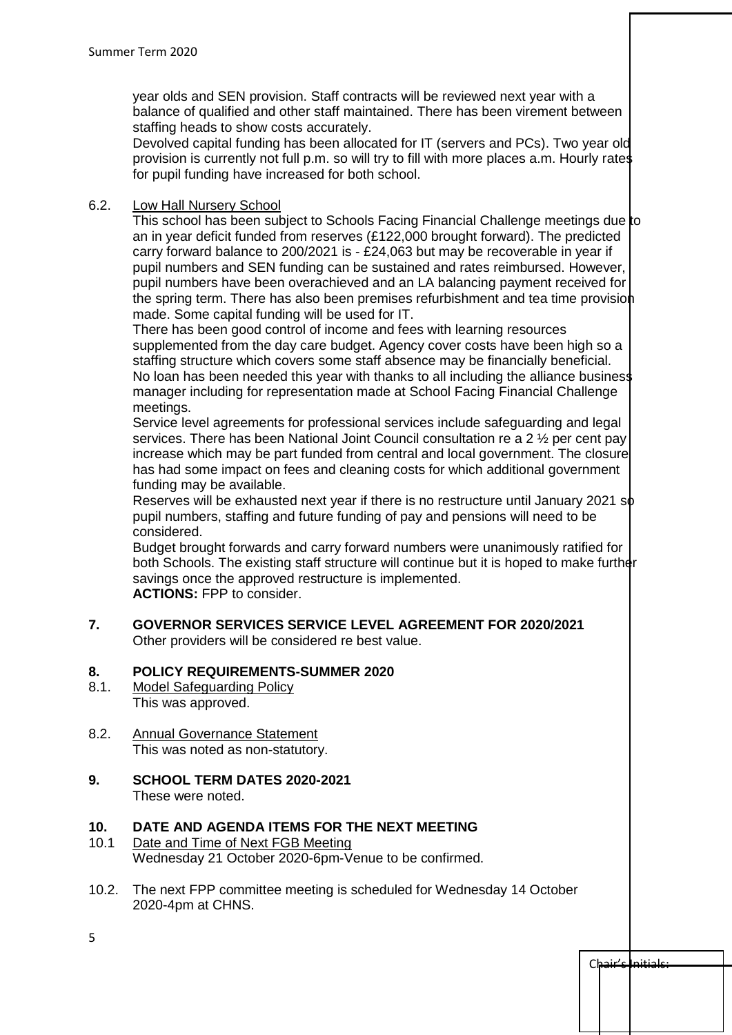year olds and SEN provision. Staff contracts will be reviewed next year with a balance of qualified and other staff maintained. There has been virement between staffing heads to show costs accurately.

Devolved capital funding has been allocated for IT (servers and PCs). Two year old provision is currently not full p.m. so will try to fill with more places a.m. Hourly rates for pupil funding have increased for both school.

6.2. Low Hall Nursery School

This school has been subject to Schools Facing Financial Challenge meetings due to an in year deficit funded from reserves (£122,000 brought forward). The predicted carry forward balance to 200/2021 is - £24,063 but may be recoverable in year if pupil numbers and SEN funding can be sustained and rates reimbursed. However, pupil numbers have been overachieved and an LA balancing payment received for the spring term. There has also been premises refurbishment and tea time provision made. Some capital funding will be used for IT.

There has been good control of income and fees with learning resources supplemented from the day care budget. Agency cover costs have been high so a staffing structure which covers some staff absence may be financially beneficial. No loan has been needed this year with thanks to all including the alliance business manager including for representation made at School Facing Financial Challenge meetings.

Service level agreements for professional services include safeguarding and legal services. There has been National Joint Council consultation re a 2 ½ per cent pay increase which may be part funded from central and local government. The closure has had some impact on fees and cleaning costs for which additional government funding may be available.

Reserves will be exhausted next year if there is no restructure until January 2021 so pupil numbers, staffing and future funding of pay and pensions will need to be considered.

Budget brought forwards and carry forward numbers were unanimously ratified for both Schools. The existing staff structure will continue but it is hoped to make further savings once the approved restructure is implemented.

**ACTIONS:** FPP to consider.

**7. GOVERNOR SERVICES SERVICE LEVEL AGREEMENT FOR 2020/2021**

Other providers will be considered re best value.

**8. POLICY REQUIREMENTS-SUMMER 2020**

8.1. Model Safeguarding Policy

This was approved.

8.2. Annual Governance Statement

This was noted as non-statutory.

**9. SCHOOL TERM DATES 2020-2021**

These were noted.

**10. DATE AND AGENDA ITEMS FOR THE NEXT MEETING**

10.1 Date and Time of Next FGB Meeting

Wednesday 21 October 2020-6pm-Venue to be confirmed.

10.2. The next FPP committee meeting is scheduled for Wednesday 14 October 2020-4pm at CHNS.

Chair's Initials: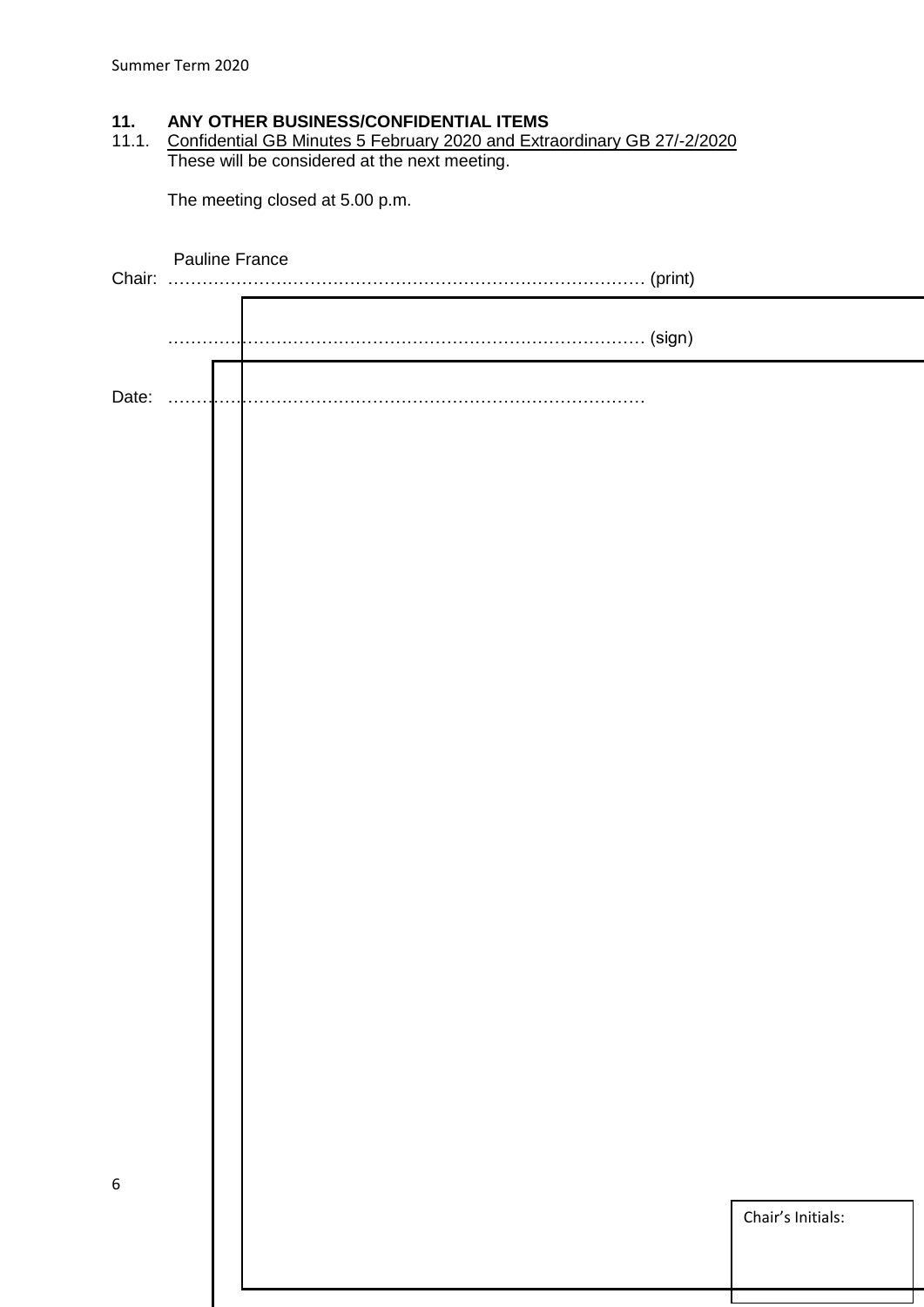## 11. ANY OTHER BUSINESS/CONFIDENTIAL ITEMS

11.1. Confidential GB Minutes 5 February 2020 and Extraordinary GB 27/-2/2020

These will be considered at the next meeting.

The meeting closed at 5.00 p.m.

Chair: Pauline France (print)

……………………………………………………………………… (sign)

Date: ………………………………………………………………………

Chair's Initials: